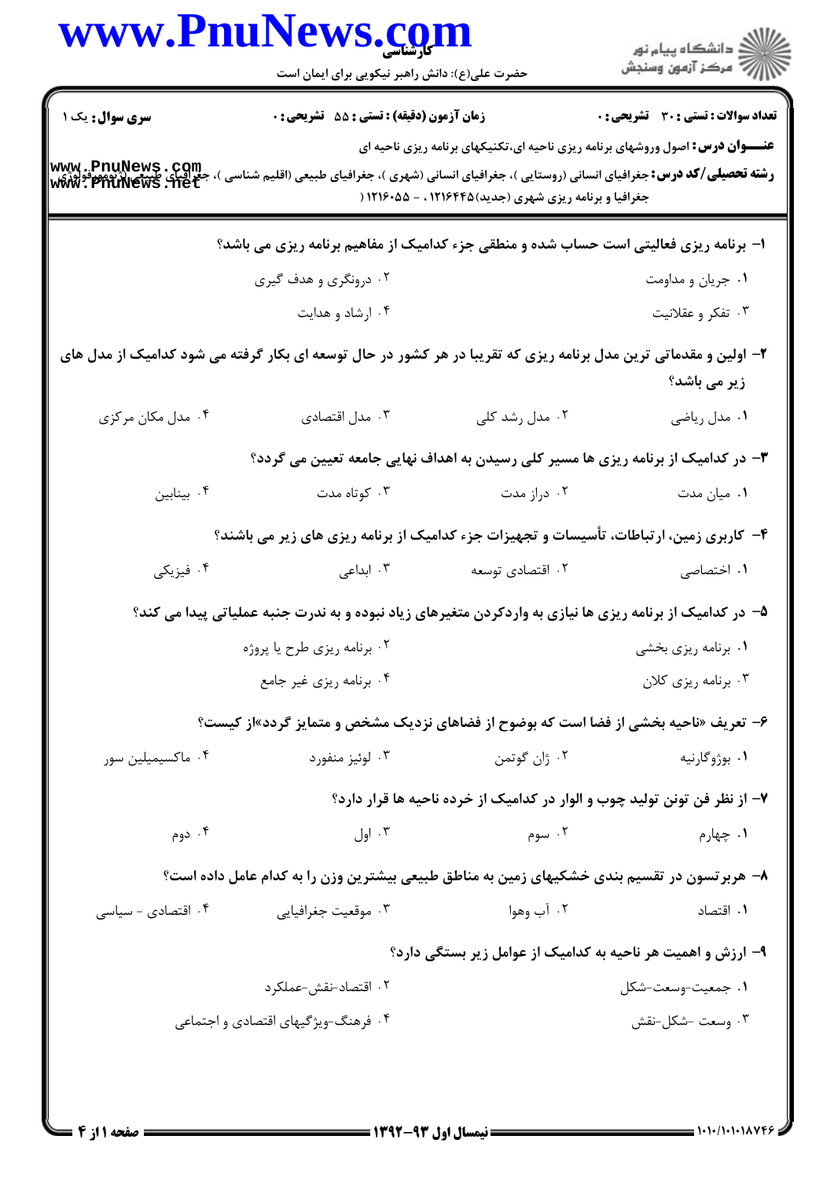**سری سوال:** یک ۱

**زمان آزمون (دقیقه) : تستی : ۵۵ تشریحی : ۰**

**تعداد سوالات : تستی : ۳۰ تشریحی : ۰**

**عنـــوان درس:** اصول وروشهای برنامه ریزی ناحیه ای،تکنیکهای برنامه ریزی ناحیه ای

**رشته تحصیلی/کد درس:** جغرافیای انسانی (روستایی )، جغرافیای انسانی (شهری )، جغرافیای طبیعی (اقلیم شناسی )، جغرافیای طبیعی (ژئومورفولوژی)، جغرافیا و برنامه ریزی شهری (جدید)۱۲۱۶۴۴۵ ، - ۱۲۱۶۰۵۵ (

۱- برنامه ریزی فعالیتی است حساب شده و منطقی جزء کدامیک از مفاهیم برنامه ریزی می باشد؟

۱. جریان و مداومت
۲. درونگری و هدف گیری
۳. تفکر و عقلانیت
۴. ارشاد و هدایت

۲- اولین و مقدماتی ترین مدل برنامه ریزی که تقریبا در هر کشور در حال توسعه ای بکار گرفته می شود کدامیک از مدل های زیر می باشد؟

۱. مدل ریاضی
۲. مدل رشد کلی
۳. مدل اقتصادی
۴. مدل مکان مرکزی

۳- در کدامیک از برنامه ریزی ها مسیر کلی رسیدن به اهداف نهایی جامعه تعیین می گردد؟

۱. میان مدت
۲. دراز مدت
۳. کوتاه مدت
۴. بینابین

۴- کاربری زمین، ارتباطات، تأسیسات و تجهیزات جزء کدامیک از برنامه ریزی های زیر می باشند؟

۱. اختصاصی
۲. اقتصادی توسعه
۳. ابداعی
۴. فیزیکی

۵- در کدامیک از برنامه ریزی ها نیازی به واردکردن متغیرهای زیاد نبوده و به ندرت جنبه عملیاتی پیدا می کند؟

۱. برنامه ریزی بخشی
۲. برنامه ریزی طرح یا پروژه
۳. برنامه ریزی کلان
۴. برنامه ریزی غیر جامع

۶- تعریف «ناحیه بخشی از فضا است که بوضوح از فضاهای نزدیک مشخص و متمایز گردد»از کیست؟

۱. بوژوگارنیه
۲. ژان گوتمن
۳. لوئیز منفورد
۴. ماکسیمیلین سور

۷- از نظر فن تونن تولید چوب و الوار در کدامیک از خرده ناحیه ها قرار دارد؟

۱. چهارم
۲. سوم
۳. اول
۴. دوم

۸- هربرتسون در تقسیم بندی خشکیهای زمین به مناطق طبیعی بیشترین وزن را به کدام عامل داده است؟

۱. اقتصاد
۲. آب وهوا
۳. موقعیت جغرافیایی
۴. اقتصادی - سیاسی

۹- ارزش و اهمیت هر ناحیه به کدامیک از عوامل زیر بستگی دارد؟

۱. جمعیت-وسعت-شکل
۲. اقتصاد-نقش-عملکرد
۳. وسعت -شکل-نقش
۴. فرهنگ-ویژگیهای اقتصادی و اجتماعی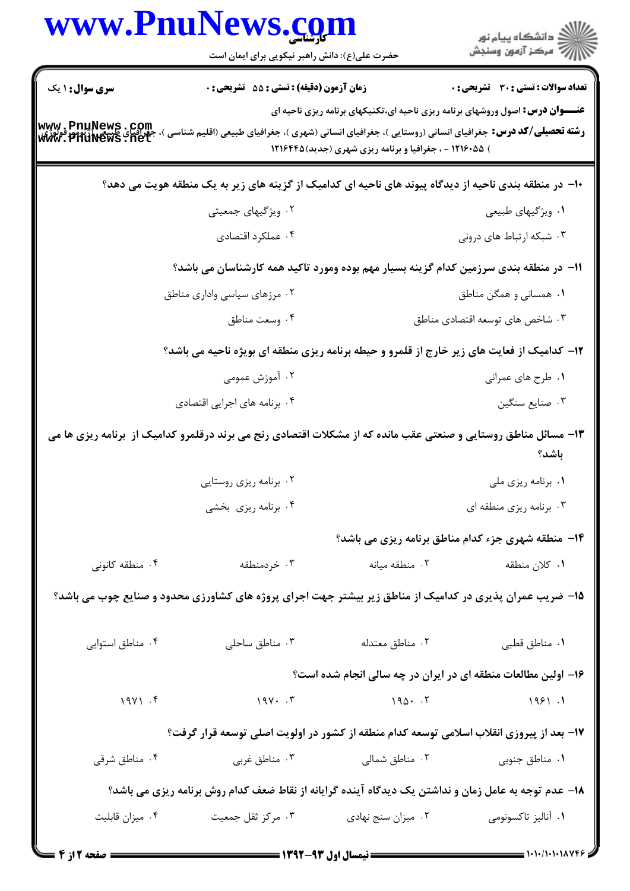**سری سوال:** ۱ یک | **زمان آزمون (دقیقه) : تستی :** ۵۵ **تشریحی :** ۰ | **تعداد سوالات : تستی :** ۳۰ **تشریحی :** ۰

**عنـــوان درس:** اصول وروشهای برنامه ریزی ناحیه ای،تکنیکهای برنامه ریزی ناحیه ای

**رشته تحصیلی/کد درس:** جغرافیای انسانی (روستایی )، جغرافیای انسانی (شهری )، جغرافیای طبیعی (اقلیم شناسی )، جغرافیای طبیعی (ژئومورفولوژی ) ۱۲۱۶۰۵۵ - ، جغرافیا و برنامه ریزی شهری (جدید)۱۲۱۶۴۴۵

۱۰- در منطقه بندی ناحیه از دیدگاه پیوند های ناحیه ای کدامیک از گزینه های زیر به یک منطقه هویت می دهد؟

۱. ویژگیهای طبیعی
۲. ویژگیهای جمعیتی
۳. شبکه ارتباط های درونی
۴. عملکرد اقتصادی

۱۱- در منطقه بندی سرزمین کدام گزینه بسیار مهم بوده ومورد تاکید همه کارشناسان می باشد؟

۱. همسانی و همگن مناطق
۲. مرزهای سیاسی واداری مناطق
۳. شاخص های توسعه اقتصادی مناطق
۴. وسعت مناطق

۱۲- کدامیک از فعایت های زیر خارج از قلمرو و حیطه برنامه ریزی منطقه ای بویژه ناحیه می باشد؟

۱. طرح های عمرانی
۲. آموزش عمومی
۳. صنایع سنگین
۴. برنامه های اجرایی اقتصادی

۱۳- مسائل مناطق روستایی و صنعتی عقب مانده که از مشکلات اقتصادی رنج می برند درقلمرو کدامیک از برنامه ریزی ها می باشد؟

۱. برنامه ریزی ملی
۲. برنامه ریزی روستایی
۳. برنامه ریزی منطقه ای
۴. برنامه ریزی بخشی

۱۴- منطقه شهری جزء کدام مناطق برنامه ریزی می باشد؟

۱. کلان منطقه
۲. منطقه میانه
۳. خردمنطقه
۴. منطقه کانونی

۱۵- ضریب عمران پذیری در کدامیک از مناطق زیر بیشتر جهت اجرای پروژه های کشاورزی محدود و صنایع چوب می باشد؟

۱. مناطق قطبی
۲. مناطق معتدله
۳. مناطق ساحلی
۴. مناطق استوایی

۱۶- اولین مطالعات منطقه ای در ایران در چه سالی انجام شده است؟

۱. ۱۹۶۱
۲. ۱۹۵۰
۳. ۱۹۷۰
۴. ۱۹۷۱

۱۷- بعد از پیروزی انقلاب اسلامی توسعه کدام منطقه از کشور در اولویت اصلی توسعه قرار گرفت؟

۱. مناطق جنوبی
۲. مناطق شمالی
۳. مناطق غربی
۴. مناطق شرقی

۱۸- عدم توجه به عامل زمان و نداشتن یک دیدگاه آینده گرایانه از نقاط ضعف کدام روش برنامه ریزی می باشد؟

۱. آنالیز تاکسونومی
۲. میزان سنج نهادی
۳. مرکز ثقل جمعیت
۴. میزان قابلیت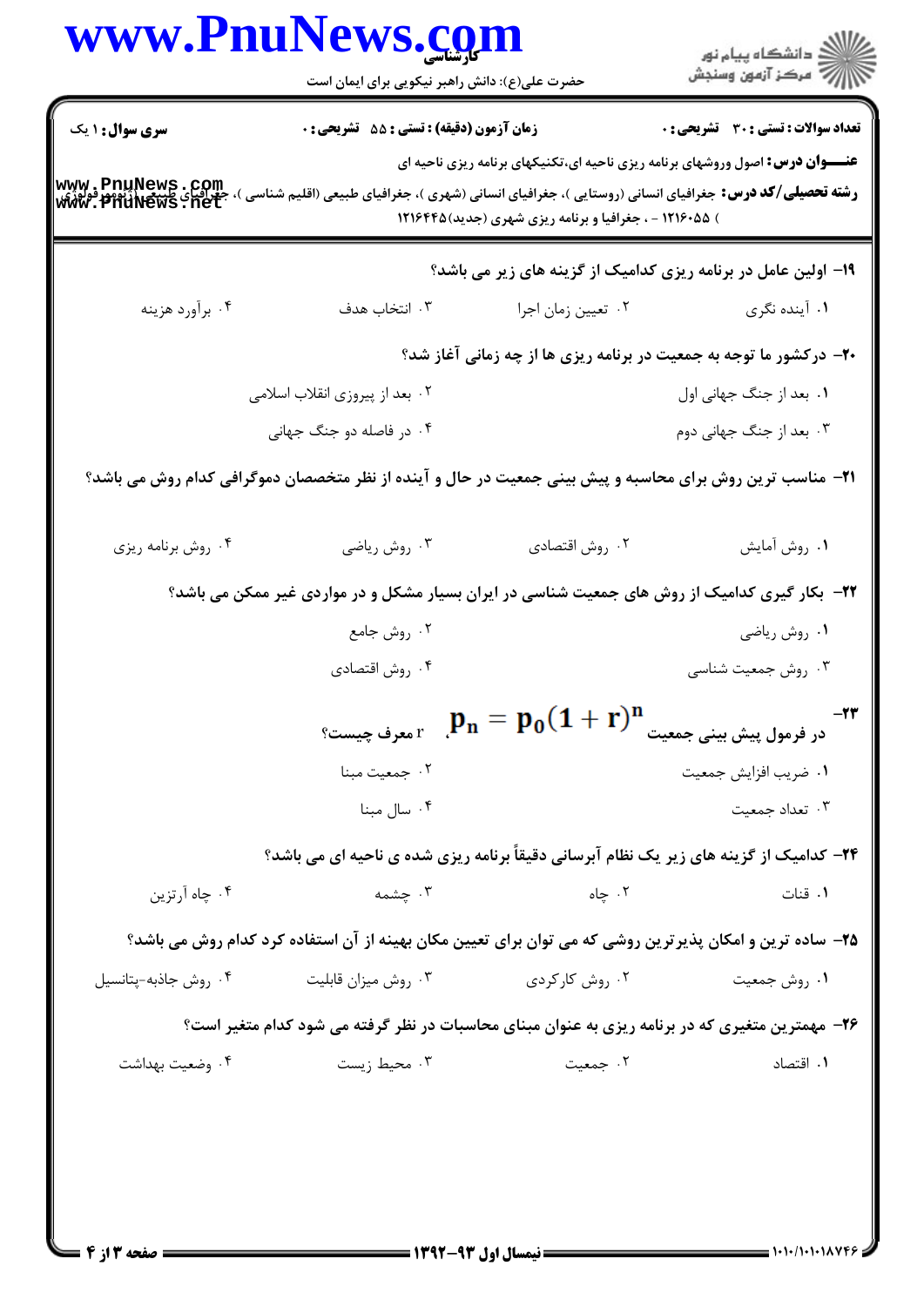**سری سوال:** ۱ یک | **زمان آزمون (دقیقه) : تستی :** ۵۵ **تشریحی :** ۰ | **تعداد سوالات : تستی :** ۳۰ **تشریحی :** ۰

**عنـــوان درس:** اصول وروشهای برنامه ریزی ناحیه ای،تکنیکهای برنامه ریزی ناحیه ای

**رشته تحصیلی/کد درس:** جغرافیای انسانی (روستایی )، جغرافیای انسانی (شهری )، جغرافیای طبیعی (اقلیم شناسی )، جغرافیای طبیعی (ژئومورفولوژی ) ۱۲۱۶۰۵۵ - ، جغرافیا و برنامه ریزی شهری (جدید)۱۲۱۶۴۴۵

**۱۹- اولین عامل در برنامه ریزی کدامیک از گزینه های زیر می باشد؟**

۱. آینده نگری
۲. تعیین زمان اجرا
۳. انتخاب هدف
۴. برآورد هزینه

**۲۰- درکشور ما توجه به جمعیت در برنامه ریزی ها از چه زمانی آغاز شد؟**

۱. بعد از جنگ جهانی اول
۲. بعد از پیروزی انقلاب اسلامی
۳. بعد از جنگ جهانی دوم
۴. در فاصله دو جنگ جهانی

**۲۱- مناسب ترین روش برای محاسبه و پیش بینی جمعیت در حال و آینده از نظر متخصصان دموگرافی کدام روش می باشد؟**

۱. روش آمایش
۲. روش اقتصادی
۳. روش ریاضی
۴. روش برنامه ریزی

**۲۲- بکار گیری کدامیک از روش های جمعیت شناسی در ایران بسیار مشکل و در مواردی غیر ممکن می باشد؟**

۱. روش ریاضی
۲. روش جامع
۳. روش جمعیت شناسی
۴. روش اقتصادی

**۲۳- در فرمول پیش بینی جمعیت** $p_n = p_0(1 + r)^n$ **، r معرف چیست؟**

۱. ضریب افزایش جمعیت
۲. جمعیت مبنا
۳. تعداد جمعیت
۴. سال مبنا

**۲۴- کدامیک از گزینه های زیر یک نظام آبرسانی دقیقاً برنامه ریزی شده ی ناحیه ای می باشد؟**

۱. قنات
۲. چاه
۳. چشمه
۴. چاه آرتزین

**۲۵- ساده ترین و امکان پذیرترین روشی که می توان برای تعیین مکان بهینه از آن استفاده کرد کدام روش می باشد؟**

۱. روش جمعیت
۲. روش کارکردی
۳. روش میزان قابلیت
۴. روش جاذبه-پتانسیل

**۲۶- مهمترین متغیری که در برنامه ریزی به عنوان مبنای محاسبات در نظر گرفته می شود کدام متغیر است؟**

۱. اقتصاد
۲. جمعیت
۳. محیط زیست
۴. وضعیت بهداشت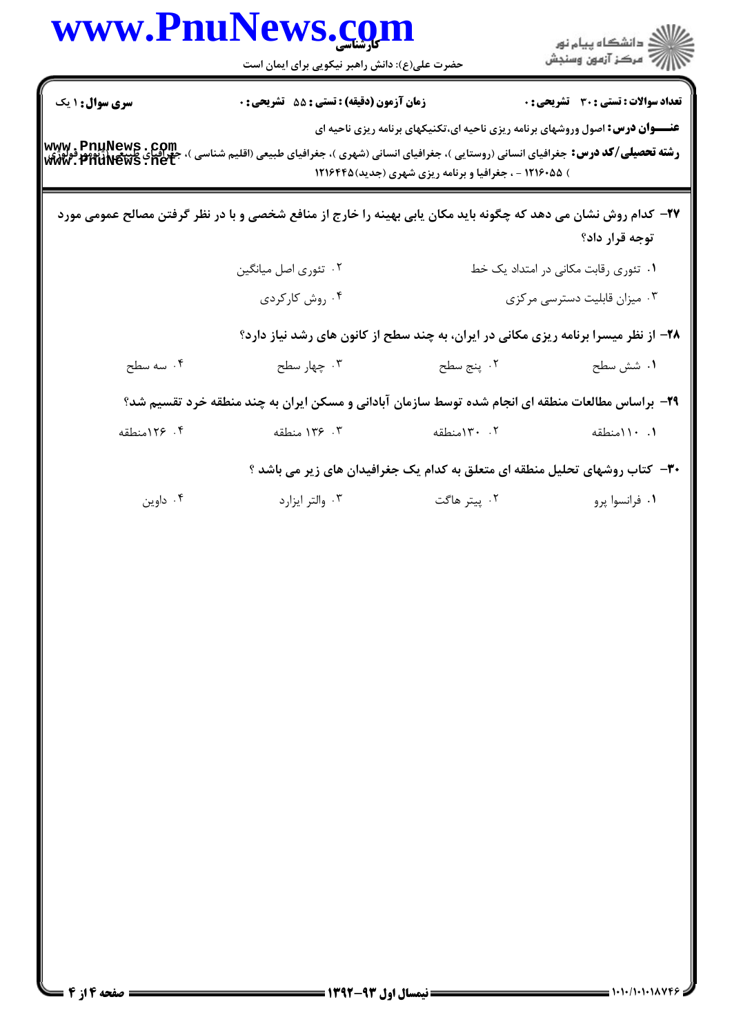**سری سوال:** ۱ یک

**زمان آزمون (دقیقه) : تستی : ۵۵ تشریحی : ۰**

**تعداد سوالات : تستی : ۳۰ تشریحی : ۰**

**عنـــوان درس:** اصول وروشهای برنامه ریزی ناحیه ای،تکنیکهای برنامه ریزی ناحیه ای

**رشته تحصیلی/کد درس:** جغرافیای انسانی (روستایی )، جغرافیای انسانی (شهری )، جغرافیای طبیعی (اقلیم شناسی )، جغرافیای طبیعی (ژئومورفولوژی ) ۱۲۱۶۰۵۵ - ، جغرافیا و برنامه ریزی شهری (جدید)۱۲۱۶۴۴۵

**۲۷- کدام روش نشان می دهد که چگونه باید مکان یابی بهینه را خارج از منافع شخصی و با در نظر گرفتن مصالح عمومی مورد توجه قرار داد؟**

۱. تئوری رقابت مکانی در امتداد یک خط

۲. تئوری اصل میانگین

۳. میزان قابلیت دسترسی مرکزی

۴. روش کارکردی

**۲۸- از نظر میسرا برنامه ریزی مکانی در ایران، به چند سطح از کانون های رشد نیاز دارد؟**

۱. شش سطح

۲. پنج سطح

۳. چهار سطح

۴. سه سطح

**۲۹- براساس مطالعات منطقه ای انجام شده توسط سازمان آبادانی و مسکن ایران به چند منطقه خرد تقسیم شد؟**

۱. ۱۱۰منطقه

۲. ۱۳۰منطقه

۳. ۱۳۶ منطقه

۴. ۱۲۶منطقه

**۳۰- کتاب روشهای تحلیل منطقه ای متعلق به کدام یک جغرافیدان های زیر می باشد ؟**

۱. فرانسوا پرو

۲. پیتر هاگت

۳. والتر ایزارد

۴. داوین